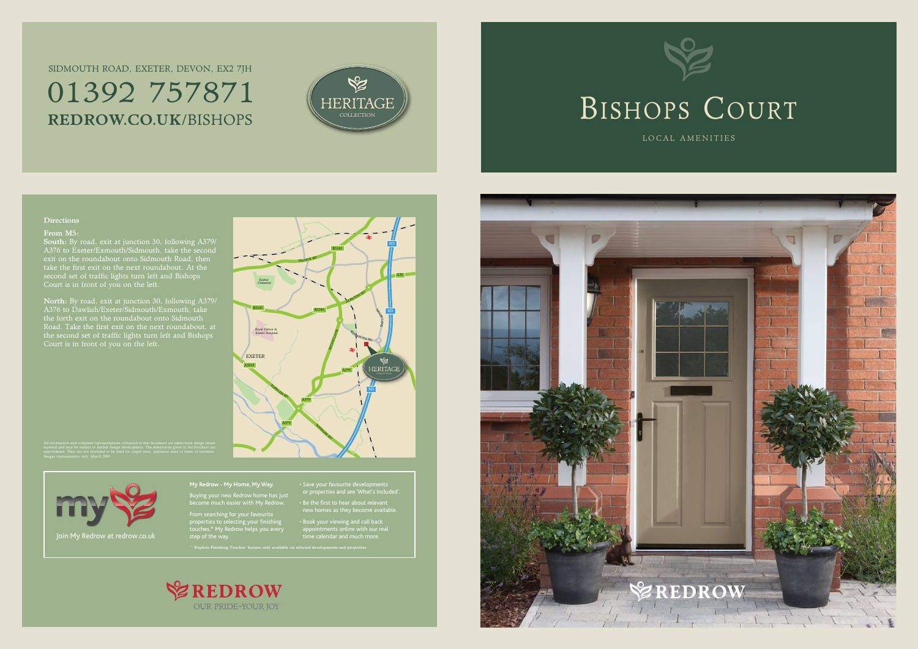SIDMOUTH ROAD, EXETER, DEVON, EX2 7JH

# 01392 757871

**REDROW.CO.UK/**BISHOPS

HERITAGE COLLECTION

# Bishops Court

LOCAL AMENITIES

## Directions

**From M5:**

**South:** By road, exit at junction 30, following A379/ A376 to Exeter/Exmouth/Sidmouth, take the second exit on the roundabout onto Sidmouth Road, then take the first exit on the next roundabout. At the second set of traffic lights turn left and Bishops Court is in front of you on the left.

**North:** By road, exit at junction 30, following A379/ A376 to Dawlish/Exeter/Sidmouth/Exmouth, take the forth exit on the roundabout onto Sidmouth Road. Take the first exit on the next roundabout, at the second set of traffic lights turn left and Bishops Court is in front of you on the left.

All information and computer representations contained in this document are taken from design intent material and may be subject to further design development. The dimensions given in the brochure are approximate. They are not intended to be used for carpet sizes, appliance sizes or items of furniture. Images representative only. March 2009.

Join My Redrow at redrow.co.uk

**My Redrow - My Home, My Way.**

Buying your new Redrow home has just become much easier with My Redrow.

From searching for your favourite properties to selecting your finishing touches,* My Redrow helps you every step of the way.

- Save your favourite developments or properties and see 'What's Included'.
- Be the first to hear about relevant new homes as they become available.
- Book your viewing and call back appointments online with our real time calendar and much more.

* 'Explore Finishing Touches' feature only available on selected developments and properties

REDROW
OUR PRIDE–YOUR JOY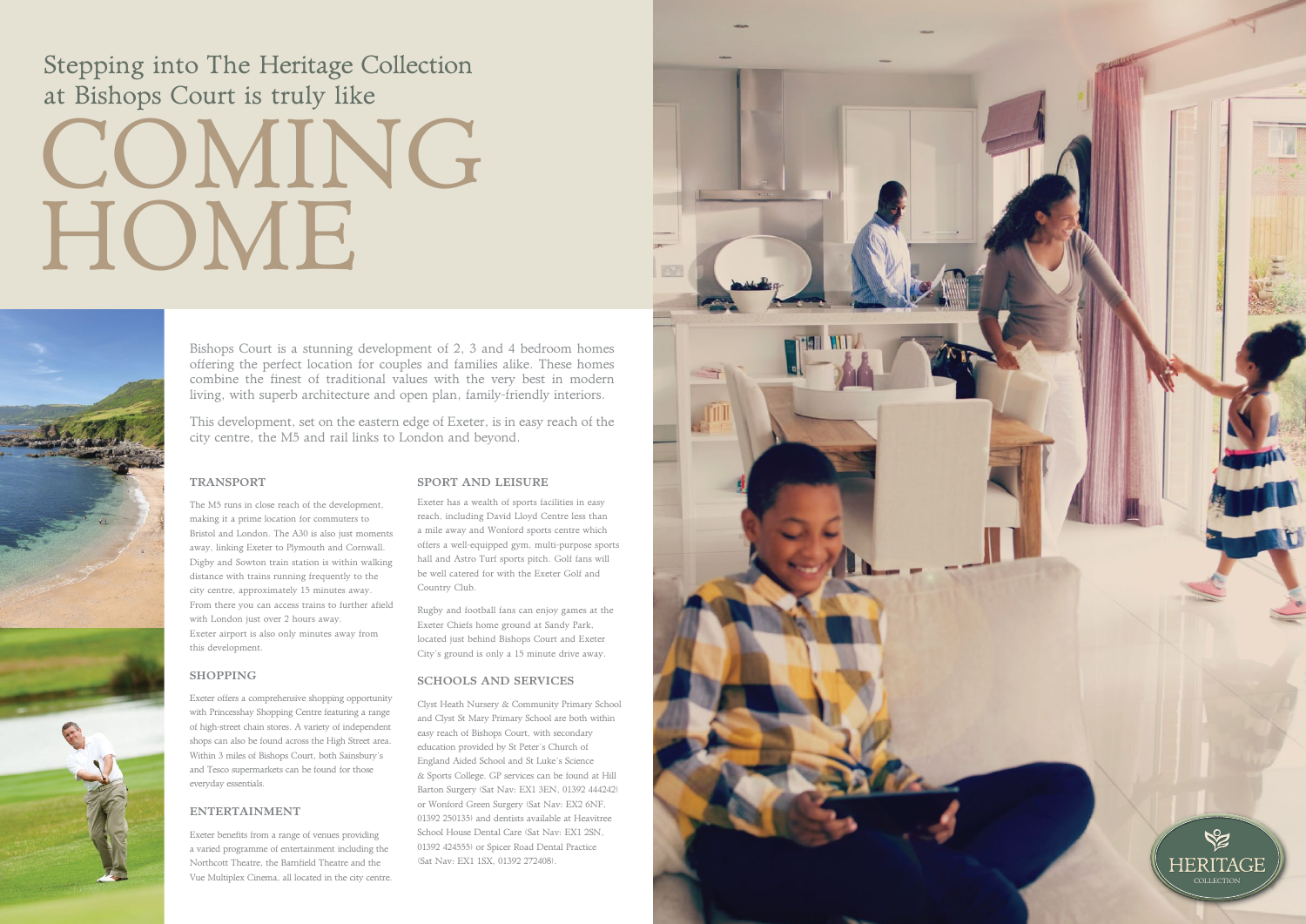# Stepping into The Heritage Collection at Bishops Court is truly like COMING HOME

Bishops Court is a stunning development of 2, 3 and 4 bedroom homes offering the perfect location for couples and families alike. These homes combine the finest of traditional values with the very best in modern living, with superb architecture and open plan, family-friendly interiors.

This development, set on the eastern edge of Exeter, is in easy reach of the city centre, the M5 and rail links to London and beyond.

## TRANSPORT

The M5 runs in close reach of the development, making it a prime location for commuters to Bristol and London. The A30 is also just moments away, linking Exeter to Plymouth and Cornwall. Digby and Sowton train station is within walking distance with trains running frequently to the city centre, approximately 15 minutes away. From there you can access trains to further afield with London just over 2 hours away.
Exeter airport is also only minutes away from this development.

## SHOPPING

Exeter offers a comprehensive shopping opportunity with Princesshay Shopping Centre featuring a range of high-street chain stores. A variety of independent shops can also be found across the High Street area. Within 3 miles of Bishops Court, both Sainsbury's and Tesco supermarkets can be found for those everyday essentials.

## ENTERTAINMENT

Exeter benefits from a range of venues providing a varied programme of entertainment including the Northcott Theatre, the Barnfield Theatre and the Vue Multiplex Cinema, all located in the city centre.

## SPORT AND LEISURE

Exeter has a wealth of sports facilities in easy reach, including David Lloyd Centre less than a mile away and Wonford sports centre which offers a well-equipped gym, multi-purpose sports hall and Astro Turf sports pitch. Golf fans will be well catered for with the Exeter Golf and Country Club.

Rugby and football fans can enjoy games at the Exeter Chiefs home ground at Sandy Park, located just behind Bishops Court and Exeter City's ground is only a 15 minute drive away.

## SCHOOLS AND SERVICES

Clyst Heath Nursery & Community Primary School and Clyst St Mary Primary School are both within easy reach of Bishops Court, with secondary education provided by St Peter's Church of England Aided School and St Luke's Science & Sports College. GP services can be found at Hill Barton Surgery (Sat Nav: EX1 3EN, 01392 444242) or Wonford Green Surgery (Sat Nav: EX2 6NF, 01392 250135) and dentists available at Heavitree School House Dental Care (Sat Nav: EX1 2SN, 01392 424555) or Spicer Road Dental Practice (Sat Nav: EX1 1SX, 01392 272408).

HERITAGE COLLECTION